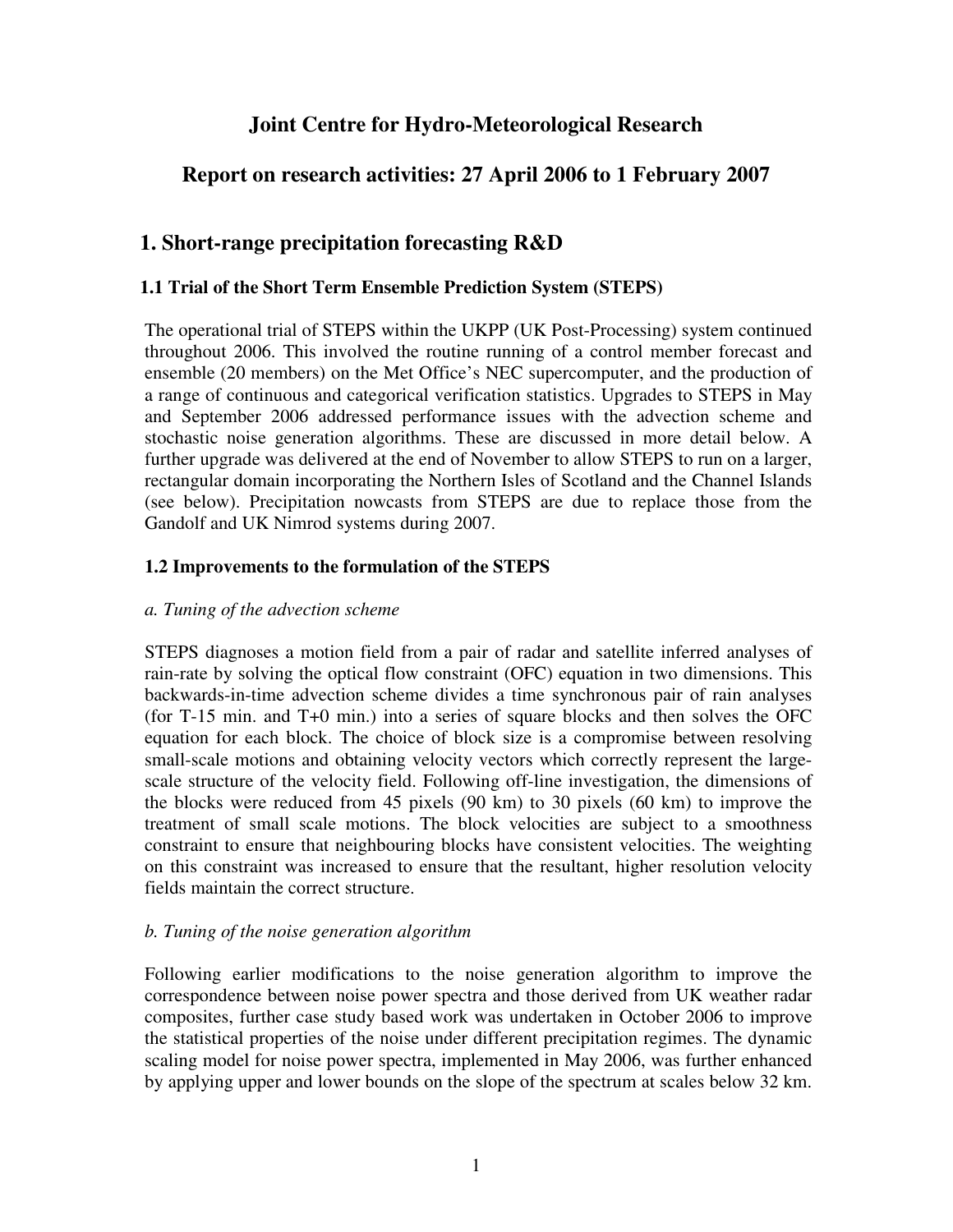# Joint Centre for Hydro-Meteorological Research

## Report on research activities: 27 April 2006 to 1 February 2007

## 1. Short-range precipitation forecasting R&D

### 1.1 Trial of the Short Term Ensemble Prediction System (STEPS)

The operational trial of STEPS within the UKPP (UK Post-Processing) system continued throughout 2006. This involved the routine running of a control member forecast and ensemble (20 members) on the Met Office's NEC supercomputer, and the production of a range of continuous and categorical verification statistics. Upgrades to STEPS in May and September 2006 addressed performance issues with the advection scheme and stochastic noise generation algorithms. These are discussed in more detail below. A further upgrade was delivered at the end of November to allow STEPS to run on a larger, rectangular domain incorporating the Northern Isles of Scotland and the Channel Islands (see below). Precipitation nowcasts from STEPS are due to replace those from the Gandolf and UK Nimrod systems during 2007.

### 1.2 Improvements to the formulation of the STEPS

*a. Tuning of the advection scheme*

STEPS diagnoses a motion field from a pair of radar and satellite inferred analyses of rain-rate by solving the optical flow constraint (OFC) equation in two dimensions. This backwards-in-time advection scheme divides a time synchronous pair of rain analyses (for T-15 min. and T+0 min.) into a series of square blocks and then solves the OFC equation for each block. The choice of block size is a compromise between resolving small-scale motions and obtaining velocity vectors which correctly represent the large-scale structure of the velocity field. Following off-line investigation, the dimensions of the blocks were reduced from 45 pixels (90 km) to 30 pixels (60 km) to improve the treatment of small scale motions. The block velocities are subject to a smoothness constraint to ensure that neighbouring blocks have consistent velocities. The weighting on this constraint was increased to ensure that the resultant, higher resolution velocity fields maintain the correct structure.

*b. Tuning of the noise generation algorithm*

Following earlier modifications to the noise generation algorithm to improve the correspondence between noise power spectra and those derived from UK weather radar composites, further case study based work was undertaken in October 2006 to improve the statistical properties of the noise under different precipitation regimes. The dynamic scaling model for noise power spectra, implemented in May 2006, was further enhanced by applying upper and lower bounds on the slope of the spectrum at scales below 32 km.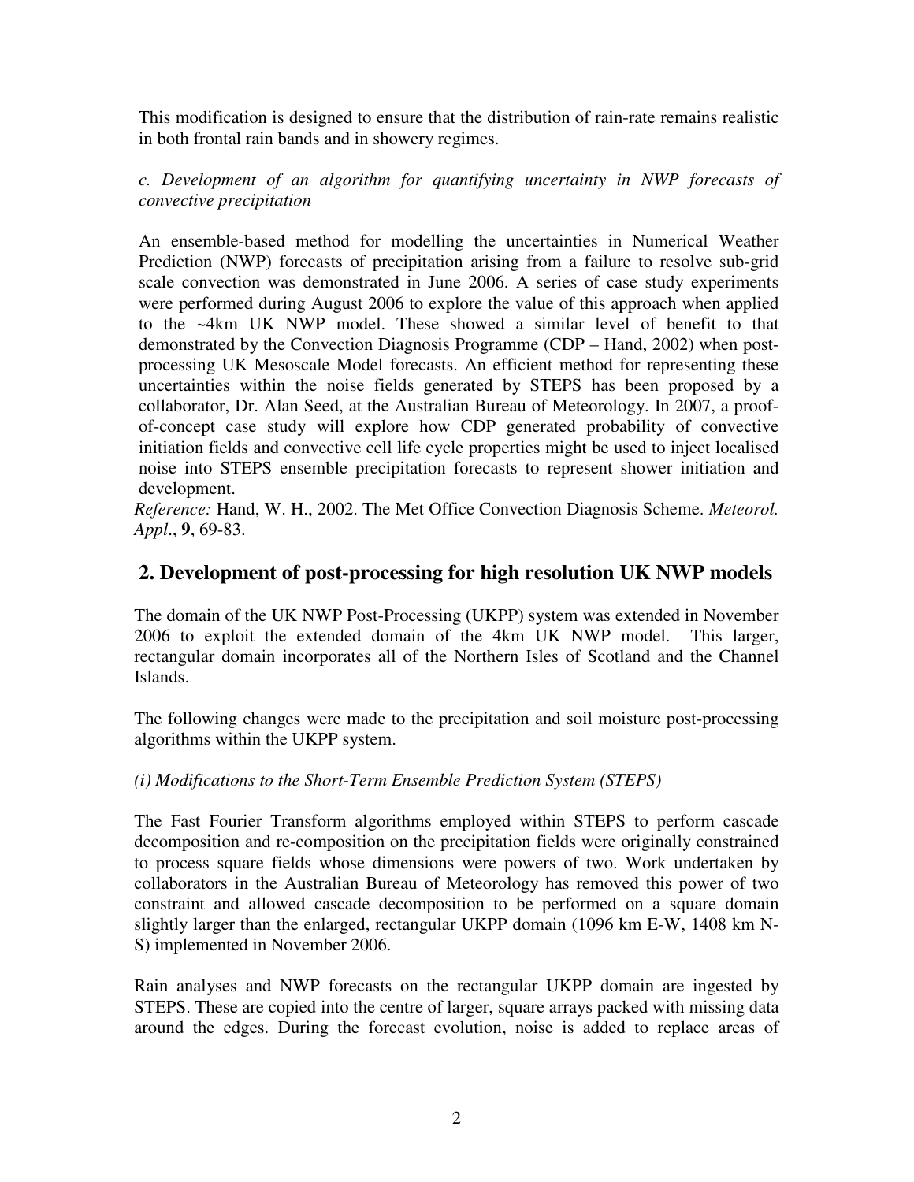This modification is designed to ensure that the distribution of rain-rate remains realistic in both frontal rain bands and in showery regimes.

*c. Development of an algorithm for quantifying uncertainty in NWP forecasts of convective precipitation*

An ensemble-based method for modelling the uncertainties in Numerical Weather Prediction (NWP) forecasts of precipitation arising from a failure to resolve sub-grid scale convection was demonstrated in June 2006. A series of case study experiments were performed during August 2006 to explore the value of this approach when applied to the ~4km UK NWP model. These showed a similar level of benefit to that demonstrated by the Convection Diagnosis Programme (CDP – Hand, 2002) when post-processing UK Mesoscale Model forecasts. An efficient method for representing these uncertainties within the noise fields generated by STEPS has been proposed by a collaborator, Dr. Alan Seed, at the Australian Bureau of Meteorology. In 2007, a proof-of-concept case study will explore how CDP generated probability of convective initiation fields and convective cell life cycle properties might be used to inject localised noise into STEPS ensemble precipitation forecasts to represent shower initiation and development.

*Reference:* Hand, W. H., 2002. The Met Office Convection Diagnosis Scheme. *Meteorol. Appl*., **9**, 69-83.

## 2. Development of post-processing for high resolution UK NWP models

The domain of the UK NWP Post-Processing (UKPP) system was extended in November 2006 to exploit the extended domain of the 4km UK NWP model. This larger, rectangular domain incorporates all of the Northern Isles of Scotland and the Channel Islands.

The following changes were made to the precipitation and soil moisture post-processing algorithms within the UKPP system.

*(i) Modifications to the Short-Term Ensemble Prediction System (STEPS)*

The Fast Fourier Transform algorithms employed within STEPS to perform cascade decomposition and re-composition on the precipitation fields were originally constrained to process square fields whose dimensions were powers of two. Work undertaken by collaborators in the Australian Bureau of Meteorology has removed this power of two constraint and allowed cascade decomposition to be performed on a square domain slightly larger than the enlarged, rectangular UKPP domain (1096 km E-W, 1408 km N-S) implemented in November 2006.

Rain analyses and NWP forecasts on the rectangular UKPP domain are ingested by STEPS. These are copied into the centre of larger, square arrays packed with missing data around the edges. During the forecast evolution, noise is added to replace areas of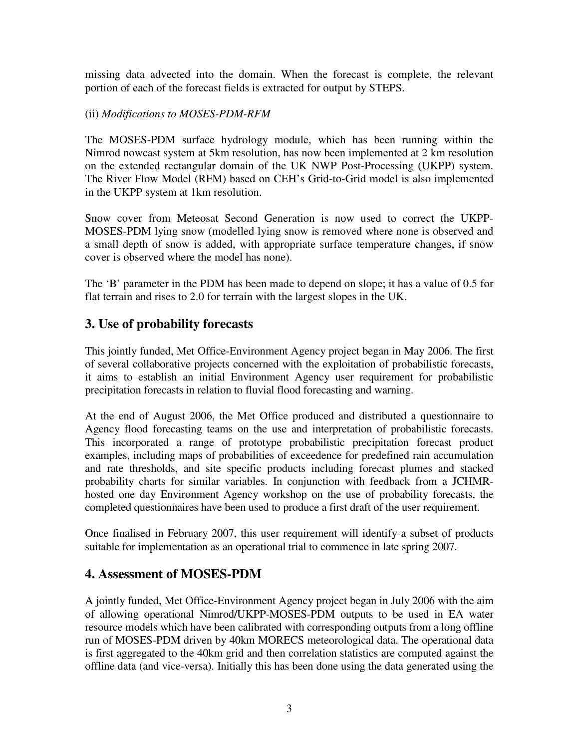missing data advected into the domain. When the forecast is complete, the relevant portion of each of the forecast fields is extracted for output by STEPS.

(ii) *Modifications to MOSES-PDM-RFM*

The MOSES-PDM surface hydrology module, which has been running within the Nimrod nowcast system at 5km resolution, has now been implemented at 2 km resolution on the extended rectangular domain of the UK NWP Post-Processing (UKPP) system. The River Flow Model (RFM) based on CEH's Grid-to-Grid model is also implemented in the UKPP system at 1km resolution.

Snow cover from Meteosat Second Generation is now used to correct the UKPP-MOSES-PDM lying snow (modelled lying snow is removed where none is observed and a small depth of snow is added, with appropriate surface temperature changes, if snow cover is observed where the model has none).

The 'B' parameter in the PDM has been made to depend on slope; it has a value of 0.5 for flat terrain and rises to 2.0 for terrain with the largest slopes in the UK.

## 3. Use of probability forecasts

This jointly funded, Met Office-Environment Agency project began in May 2006. The first of several collaborative projects concerned with the exploitation of probabilistic forecasts, it aims to establish an initial Environment Agency user requirement for probabilistic precipitation forecasts in relation to fluvial flood forecasting and warning.

At the end of August 2006, the Met Office produced and distributed a questionnaire to Agency flood forecasting teams on the use and interpretation of probabilistic forecasts. This incorporated a range of prototype probabilistic precipitation forecast product examples, including maps of probabilities of exceedence for predefined rain accumulation and rate thresholds, and site specific products including forecast plumes and stacked probability charts for similar variables. In conjunction with feedback from a JCHMR-hosted one day Environment Agency workshop on the use of probability forecasts, the completed questionnaires have been used to produce a first draft of the user requirement.

Once finalised in February 2007, this user requirement will identify a subset of products suitable for implementation as an operational trial to commence in late spring 2007.

## 4. Assessment of MOSES-PDM

A jointly funded, Met Office-Environment Agency project began in July 2006 with the aim of allowing operational Nimrod/UKPP-MOSES-PDM outputs to be used in EA water resource models which have been calibrated with corresponding outputs from a long offline run of MOSES-PDM driven by 40km MORECS meteorological data. The operational data is first aggregated to the 40km grid and then correlation statistics are computed against the offline data (and vice-versa). Initially this has been done using the data generated using the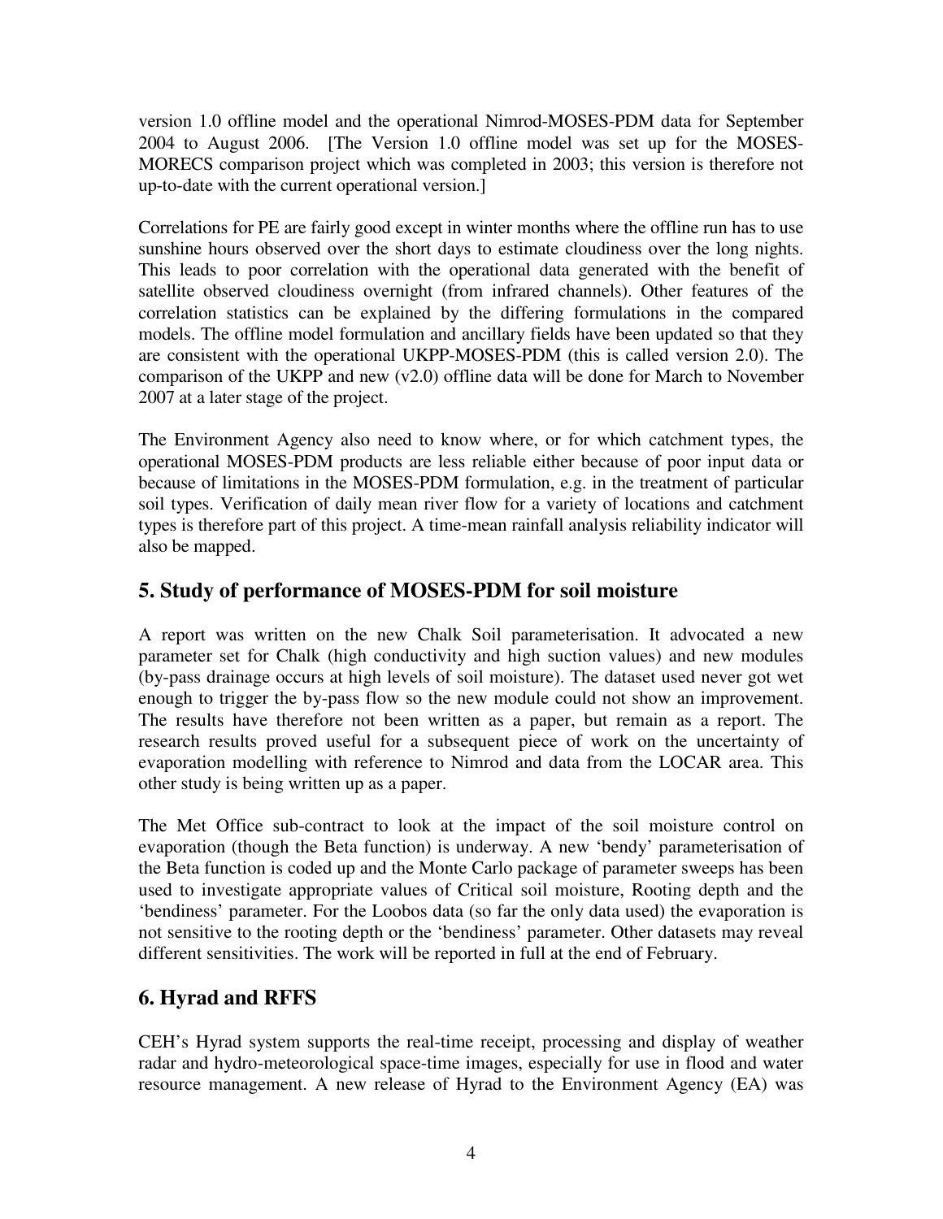version 1.0 offline model and the operational Nimrod-MOSES-PDM data for September 2004 to August 2006. [The Version 1.0 offline model was set up for the MOSES-MORECS comparison project which was completed in 2003; this version is therefore not up-to-date with the current operational version.]

Correlations for PE are fairly good except in winter months where the offline run has to use sunshine hours observed over the short days to estimate cloudiness over the long nights. This leads to poor correlation with the operational data generated with the benefit of satellite observed cloudiness overnight (from infrared channels). Other features of the correlation statistics can be explained by the differing formulations in the compared models. The offline model formulation and ancillary fields have been updated so that they are consistent with the operational UKPP-MOSES-PDM (this is called version 2.0). The comparison of the UKPP and new (v2.0) offline data will be done for March to November 2007 at a later stage of the project.

The Environment Agency also need to know where, or for which catchment types, the operational MOSES-PDM products are less reliable either because of poor input data or because of limitations in the MOSES-PDM formulation, e.g. in the treatment of particular soil types. Verification of daily mean river flow for a variety of locations and catchment types is therefore part of this project. A time-mean rainfall analysis reliability indicator will also be mapped.

## 5. Study of performance of MOSES-PDM for soil moisture

A report was written on the new Chalk Soil parameterisation. It advocated a new parameter set for Chalk (high conductivity and high suction values) and new modules (by-pass drainage occurs at high levels of soil moisture). The dataset used never got wet enough to trigger the by-pass flow so the new module could not show an improvement. The results have therefore not been written as a paper, but remain as a report. The research results proved useful for a subsequent piece of work on the uncertainty of evaporation modelling with reference to Nimrod and data from the LOCAR area. This other study is being written up as a paper.

The Met Office sub-contract to look at the impact of the soil moisture control on evaporation (though the Beta function) is underway. A new 'bendy' parameterisation of the Beta function is coded up and the Monte Carlo package of parameter sweeps has been used to investigate appropriate values of Critical soil moisture, Rooting depth and the 'bendiness' parameter. For the Loobos data (so far the only data used) the evaporation is not sensitive to the rooting depth or the 'bendiness' parameter. Other datasets may reveal different sensitivities. The work will be reported in full at the end of February.

## 6. Hyrad and RFFS

CEH's Hyrad system supports the real-time receipt, processing and display of weather radar and hydro-meteorological space-time images, especially for use in flood and water resource management. A new release of Hyrad to the Environment Agency (EA) was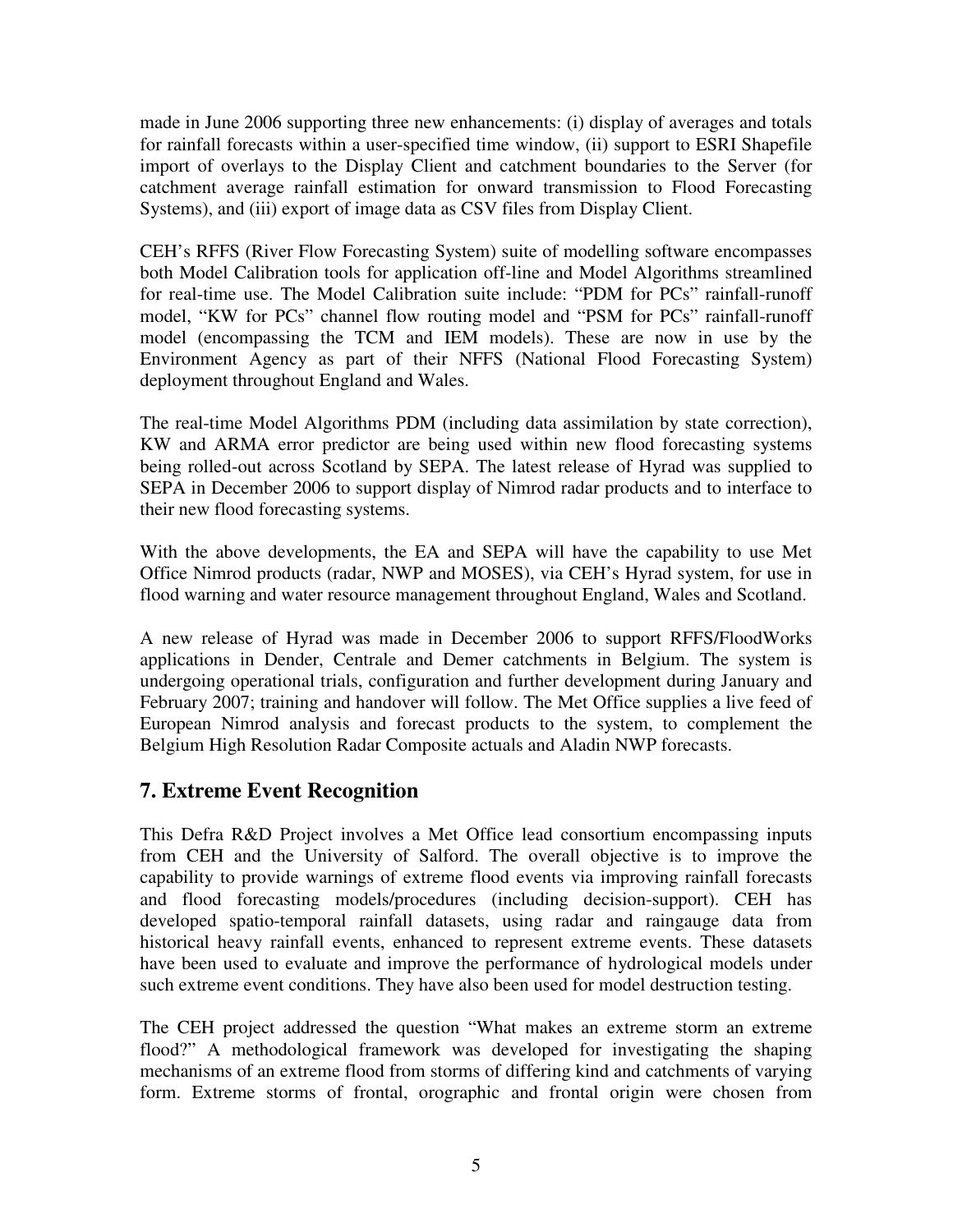made in June 2006 supporting three new enhancements: (i) display of averages and totals for rainfall forecasts within a user-specified time window, (ii) support to ESRI Shapefile import of overlays to the Display Client and catchment boundaries to the Server (for catchment average rainfall estimation for onward transmission to Flood Forecasting Systems), and (iii) export of image data as CSV files from Display Client.

CEH's RFFS (River Flow Forecasting System) suite of modelling software encompasses both Model Calibration tools for application off-line and Model Algorithms streamlined for real-time use. The Model Calibration suite include: "PDM for PCs" rainfall-runoff model, "KW for PCs" channel flow routing model and "PSM for PCs" rainfall-runoff model (encompassing the TCM and IEM models). These are now in use by the Environment Agency as part of their NFFS (National Flood Forecasting System) deployment throughout England and Wales.

The real-time Model Algorithms PDM (including data assimilation by state correction), KW and ARMA error predictor are being used within new flood forecasting systems being rolled-out across Scotland by SEPA. The latest release of Hyrad was supplied to SEPA in December 2006 to support display of Nimrod radar products and to interface to their new flood forecasting systems.

With the above developments, the EA and SEPA will have the capability to use Met Office Nimrod products (radar, NWP and MOSES), via CEH's Hyrad system, for use in flood warning and water resource management throughout England, Wales and Scotland.

A new release of Hyrad was made in December 2006 to support RFFS/FloodWorks applications in Dender, Centrale and Demer catchments in Belgium. The system is undergoing operational trials, configuration and further development during January and February 2007; training and handover will follow. The Met Office supplies a live feed of European Nimrod analysis and forecast products to the system, to complement the Belgium High Resolution Radar Composite actuals and Aladin NWP forecasts.

## 7. Extreme Event Recognition

This Defra R&D Project involves a Met Office lead consortium encompassing inputs from CEH and the University of Salford. The overall objective is to improve the capability to provide warnings of extreme flood events via improving rainfall forecasts and flood forecasting models/procedures (including decision-support). CEH has developed spatio-temporal rainfall datasets, using radar and raingauge data from historical heavy rainfall events, enhanced to represent extreme events. These datasets have been used to evaluate and improve the performance of hydrological models under such extreme event conditions. They have also been used for model destruction testing.

The CEH project addressed the question "What makes an extreme storm an extreme flood?" A methodological framework was developed for investigating the shaping mechanisms of an extreme flood from storms of differing kind and catchments of varying form. Extreme storms of frontal, orographic and frontal origin were chosen from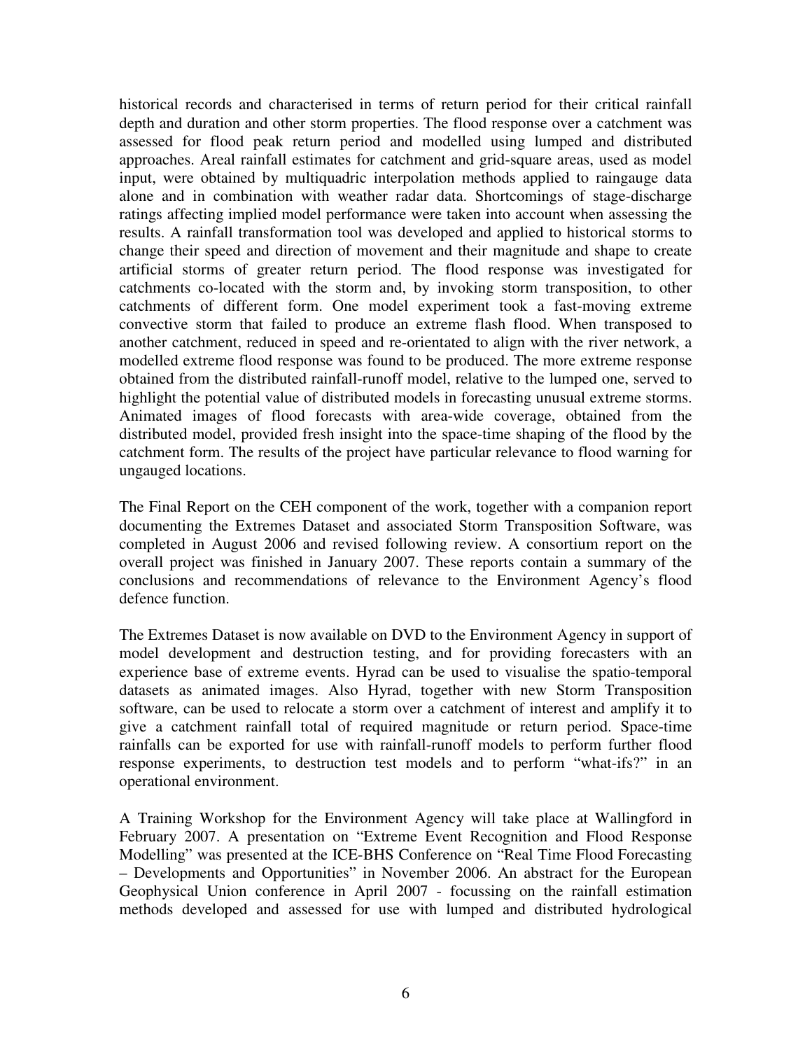historical records and characterised in terms of return period for their critical rainfall depth and duration and other storm properties. The flood response over a catchment was assessed for flood peak return period and modelled using lumped and distributed approaches. Areal rainfall estimates for catchment and grid-square areas, used as model input, were obtained by multiquadric interpolation methods applied to raingauge data alone and in combination with weather radar data. Shortcomings of stage-discharge ratings affecting implied model performance were taken into account when assessing the results. A rainfall transformation tool was developed and applied to historical storms to change their speed and direction of movement and their magnitude and shape to create artificial storms of greater return period. The flood response was investigated for catchments co-located with the storm and, by invoking storm transposition, to other catchments of different form. One model experiment took a fast-moving extreme convective storm that failed to produce an extreme flash flood. When transposed to another catchment, reduced in speed and re-orientated to align with the river network, a modelled extreme flood response was found to be produced. The more extreme response obtained from the distributed rainfall-runoff model, relative to the lumped one, served to highlight the potential value of distributed models in forecasting unusual extreme storms. Animated images of flood forecasts with area-wide coverage, obtained from the distributed model, provided fresh insight into the space-time shaping of the flood by the catchment form. The results of the project have particular relevance to flood warning for ungauged locations.

The Final Report on the CEH component of the work, together with a companion report documenting the Extremes Dataset and associated Storm Transposition Software, was completed in August 2006 and revised following review. A consortium report on the overall project was finished in January 2007. These reports contain a summary of the conclusions and recommendations of relevance to the Environment Agency's flood defence function.

The Extremes Dataset is now available on DVD to the Environment Agency in support of model development and destruction testing, and for providing forecasters with an experience base of extreme events. Hyrad can be used to visualise the spatio-temporal datasets as animated images. Also Hyrad, together with new Storm Transposition software, can be used to relocate a storm over a catchment of interest and amplify it to give a catchment rainfall total of required magnitude or return period. Space-time rainfalls can be exported for use with rainfall-runoff models to perform further flood response experiments, to destruction test models and to perform "what-ifs?" in an operational environment.

A Training Workshop for the Environment Agency will take place at Wallingford in February 2007. A presentation on "Extreme Event Recognition and Flood Response Modelling" was presented at the ICE-BHS Conference on "Real Time Flood Forecasting – Developments and Opportunities" in November 2006. An abstract for the European Geophysical Union conference in April 2007 - focussing on the rainfall estimation methods developed and assessed for use with lumped and distributed hydrological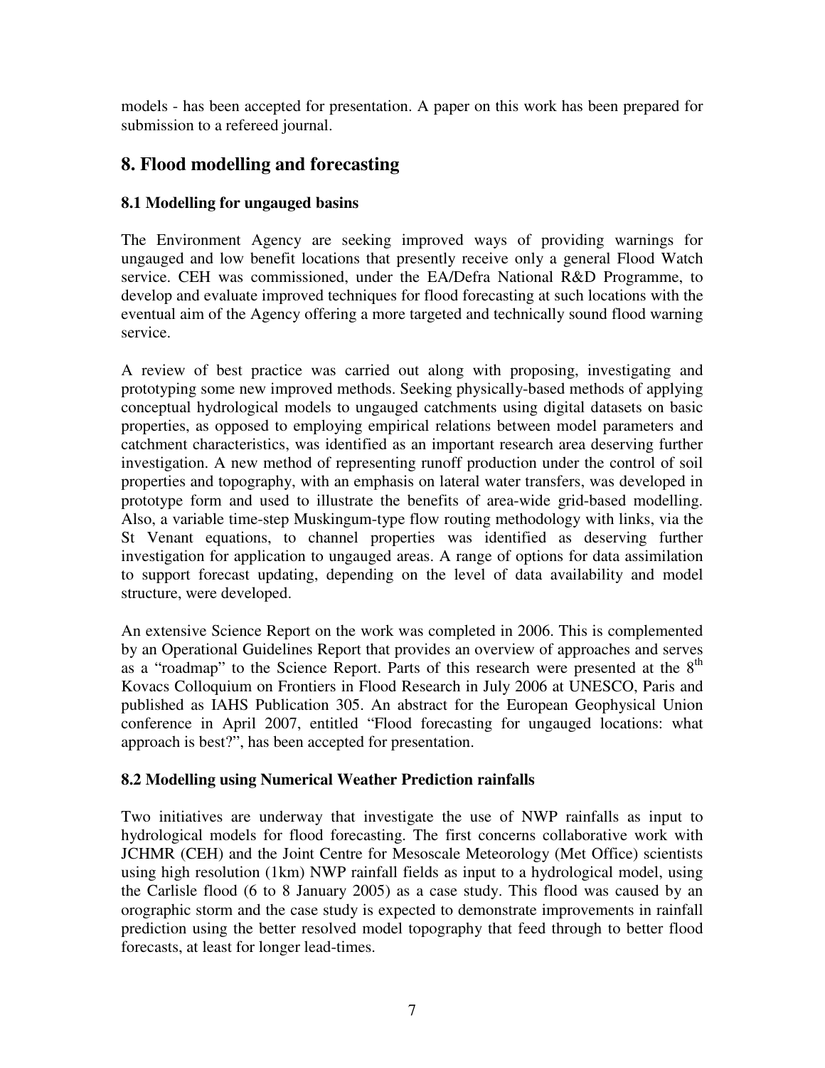models - has been accepted for presentation. A paper on this work has been prepared for submission to a refereed journal.

## 8. Flood modelling and forecasting

### 8.1 Modelling for ungauged basins

The Environment Agency are seeking improved ways of providing warnings for ungauged and low benefit locations that presently receive only a general Flood Watch service. CEH was commissioned, under the EA/Defra National R&D Programme, to develop and evaluate improved techniques for flood forecasting at such locations with the eventual aim of the Agency offering a more targeted and technically sound flood warning service.

A review of best practice was carried out along with proposing, investigating and prototyping some new improved methods. Seeking physically-based methods of applying conceptual hydrological models to ungauged catchments using digital datasets on basic properties, as opposed to employing empirical relations between model parameters and catchment characteristics, was identified as an important research area deserving further investigation. A new method of representing runoff production under the control of soil properties and topography, with an emphasis on lateral water transfers, was developed in prototype form and used to illustrate the benefits of area-wide grid-based modelling. Also, a variable time-step Muskingum-type flow routing methodology with links, via the St Venant equations, to channel properties was identified as deserving further investigation for application to ungauged areas. A range of options for data assimilation to support forecast updating, depending on the level of data availability and model structure, were developed.

An extensive Science Report on the work was completed in 2006. This is complemented by an Operational Guidelines Report that provides an overview of approaches and serves as a "roadmap" to the Science Report. Parts of this research were presented at the 8th Kovacs Colloquium on Frontiers in Flood Research in July 2006 at UNESCO, Paris and published as IAHS Publication 305. An abstract for the European Geophysical Union conference in April 2007, entitled "Flood forecasting for ungauged locations: what approach is best?", has been accepted for presentation.

### 8.2 Modelling using Numerical Weather Prediction rainfalls

Two initiatives are underway that investigate the use of NWP rainfalls as input to hydrological models for flood forecasting. The first concerns collaborative work with JCHMR (CEH) and the Joint Centre for Mesoscale Meteorology (Met Office) scientists using high resolution (1km) NWP rainfall fields as input to a hydrological model, using the Carlisle flood (6 to 8 January 2005) as a case study. This flood was caused by an orographic storm and the case study is expected to demonstrate improvements in rainfall prediction using the better resolved model topography that feed through to better flood forecasts, at least for longer lead-times.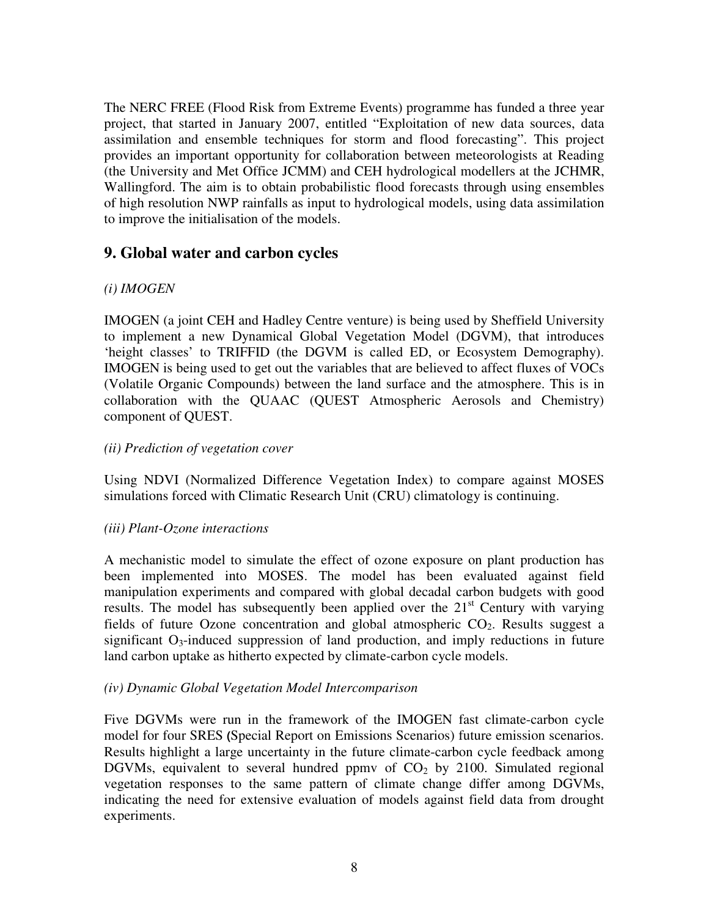The NERC FREE (Flood Risk from Extreme Events) programme has funded a three year project, that started in January 2007, entitled "Exploitation of new data sources, data assimilation and ensemble techniques for storm and flood forecasting". This project provides an important opportunity for collaboration between meteorologists at Reading (the University and Met Office JCMM) and CEH hydrological modellers at the JCHMR, Wallingford. The aim is to obtain probabilistic flood forecasts through using ensembles of high resolution NWP rainfalls as input to hydrological models, using data assimilation to improve the initialisation of the models.

## 9. Global water and carbon cycles

*(i) IMOGEN*

IMOGEN (a joint CEH and Hadley Centre venture) is being used by Sheffield University to implement a new Dynamical Global Vegetation Model (DGVM), that introduces 'height classes' to TRIFFID (the DGVM is called ED, or Ecosystem Demography). IMOGEN is being used to get out the variables that are believed to affect fluxes of VOCs (Volatile Organic Compounds) between the land surface and the atmosphere. This is in collaboration with the QUAAC (QUEST Atmospheric Aerosols and Chemistry) component of QUEST.

*(ii) Prediction of vegetation cover*

Using NDVI (Normalized Difference Vegetation Index) to compare against MOSES simulations forced with Climatic Research Unit (CRU) climatology is continuing.

*(iii) Plant-Ozone interactions*

A mechanistic model to simulate the effect of ozone exposure on plant production has been implemented into MOSES. The model has been evaluated against field manipulation experiments and compared with global decadal carbon budgets with good results. The model has subsequently been applied over the 21st Century with varying fields of future Ozone concentration and global atmospheric $CO_2$. Results suggest a significant $O_3$-induced suppression of land production, and imply reductions in future land carbon uptake as hitherto expected by climate-carbon cycle models.

*(iv) Dynamic Global Vegetation Model Intercomparison*

Five DGVMs were run in the framework of the IMOGEN fast climate-carbon cycle model for four SRES (Special Report on Emissions Scenarios) future emission scenarios. Results highlight a large uncertainty in the future climate-carbon cycle feedback among DGVMs, equivalent to several hundred ppmv of $CO_2$ by 2100. Simulated regional vegetation responses to the same pattern of climate change differ among DGVMs, indicating the need for extensive evaluation of models against field data from drought experiments.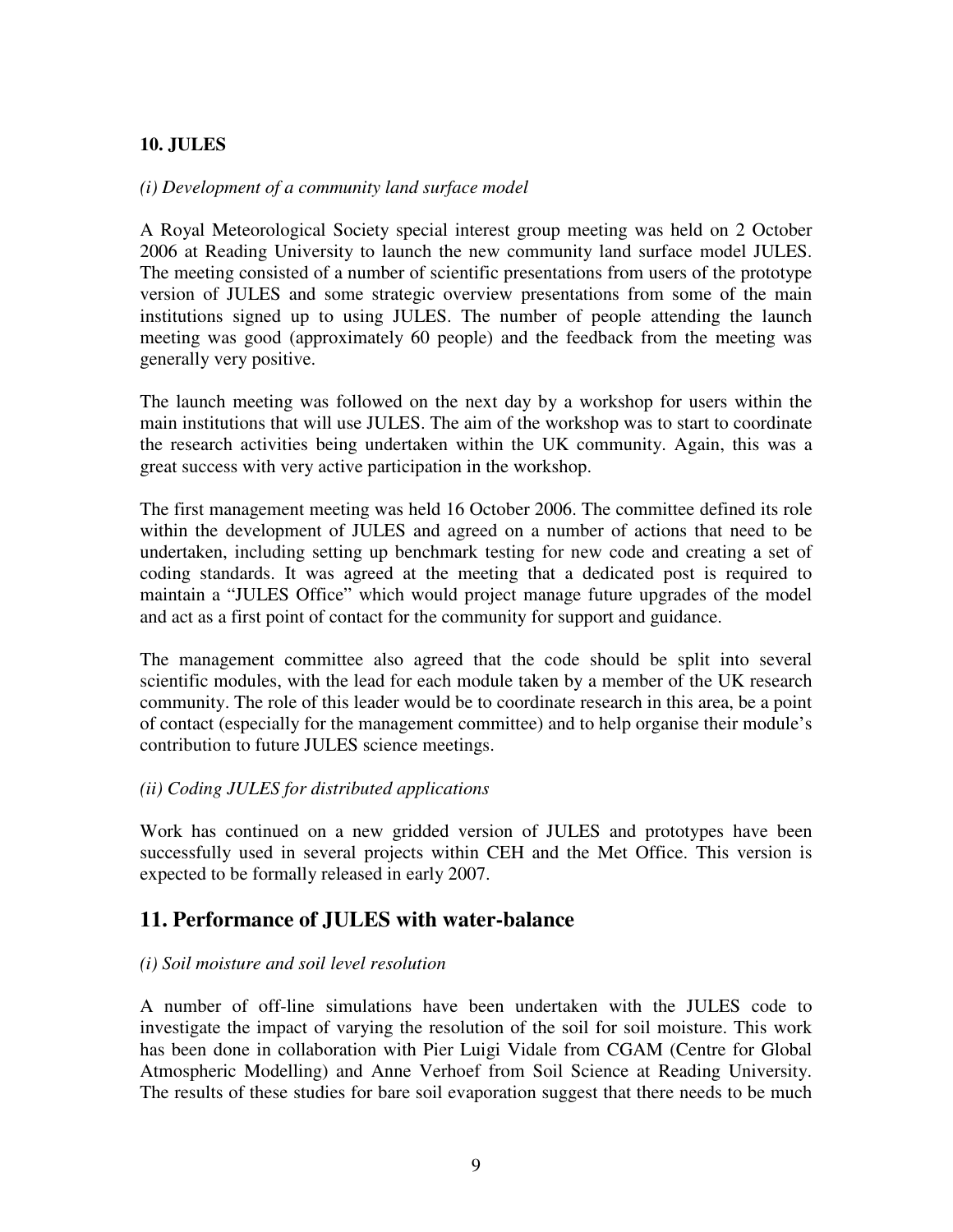### 10. JULES

*(i) Development of a community land surface model*

A Royal Meteorological Society special interest group meeting was held on 2 October 2006 at Reading University to launch the new community land surface model JULES. The meeting consisted of a number of scientific presentations from users of the prototype version of JULES and some strategic overview presentations from some of the main institutions signed up to using JULES. The number of people attending the launch meeting was good (approximately 60 people) and the feedback from the meeting was generally very positive.

The launch meeting was followed on the next day by a workshop for users within the main institutions that will use JULES. The aim of the workshop was to start to coordinate the research activities being undertaken within the UK community. Again, this was a great success with very active participation in the workshop.

The first management meeting was held 16 October 2006. The committee defined its role within the development of JULES and agreed on a number of actions that need to be undertaken, including setting up benchmark testing for new code and creating a set of coding standards. It was agreed at the meeting that a dedicated post is required to maintain a "JULES Office" which would project manage future upgrades of the model and act as a first point of contact for the community for support and guidance.

The management committee also agreed that the code should be split into several scientific modules, with the lead for each module taken by a member of the UK research community. The role of this leader would be to coordinate research in this area, be a point of contact (especially for the management committee) and to help organise their module's contribution to future JULES science meetings.

*(ii) Coding JULES for distributed applications*

Work has continued on a new gridded version of JULES and prototypes have been successfully used in several projects within CEH and the Met Office. This version is expected to be formally released in early 2007.

## 11. Performance of JULES with water-balance

*(i) Soil moisture and soil level resolution*

A number of off-line simulations have been undertaken with the JULES code to investigate the impact of varying the resolution of the soil for soil moisture. This work has been done in collaboration with Pier Luigi Vidale from CGAM (Centre for Global Atmospheric Modelling) and Anne Verhoef from Soil Science at Reading University. The results of these studies for bare soil evaporation suggest that there needs to be much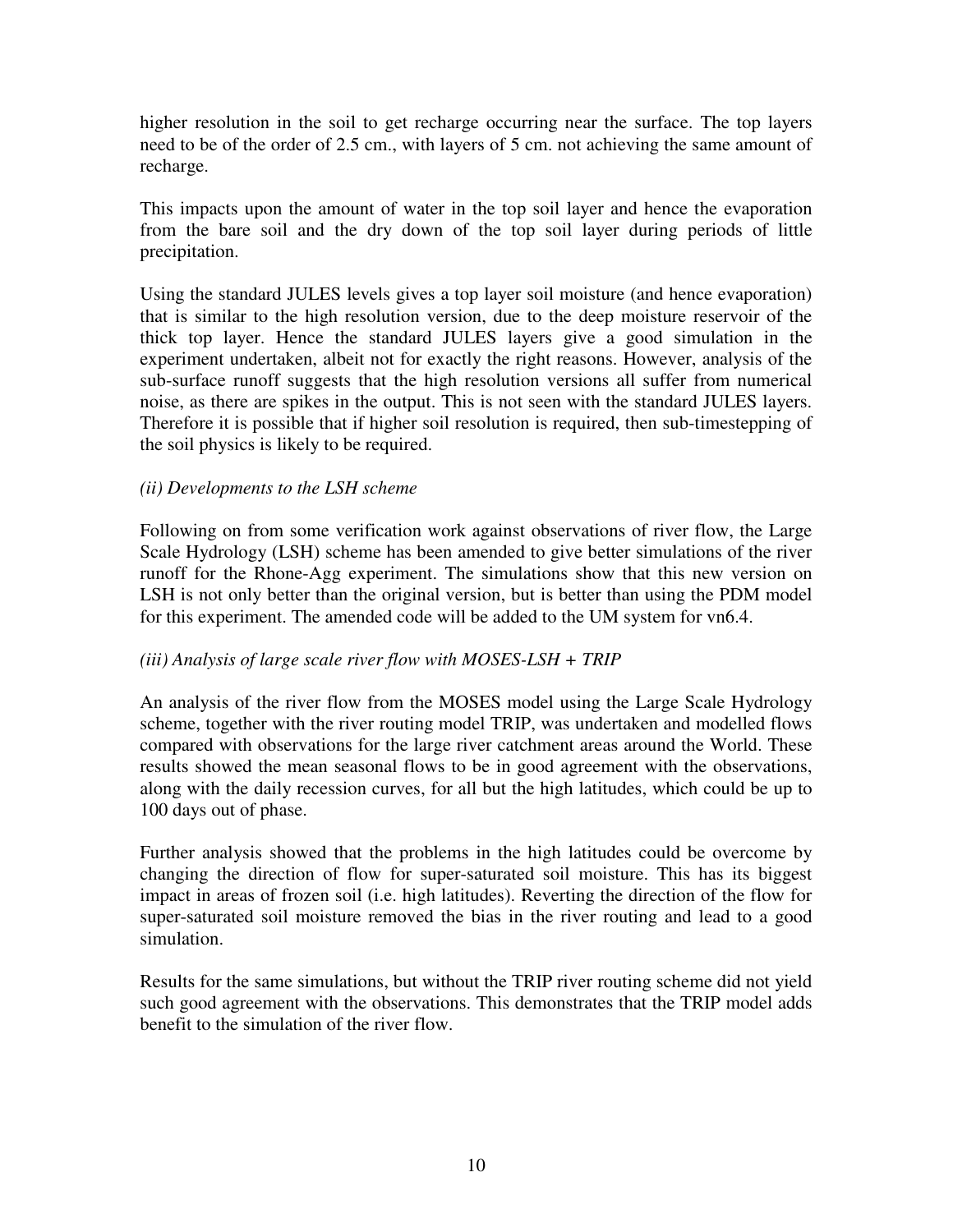higher resolution in the soil to get recharge occurring near the surface. The top layers need to be of the order of 2.5 cm., with layers of 5 cm. not achieving the same amount of recharge.

This impacts upon the amount of water in the top soil layer and hence the evaporation from the bare soil and the dry down of the top soil layer during periods of little precipitation.

Using the standard JULES levels gives a top layer soil moisture (and hence evaporation) that is similar to the high resolution version, due to the deep moisture reservoir of the thick top layer. Hence the standard JULES layers give a good simulation in the experiment undertaken, albeit not for exactly the right reasons. However, analysis of the sub-surface runoff suggests that the high resolution versions all suffer from numerical noise, as there are spikes in the output. This is not seen with the standard JULES layers. Therefore it is possible that if higher soil resolution is required, then sub-timestepping of the soil physics is likely to be required.

*(ii) Developments to the LSH scheme*

Following on from some verification work against observations of river flow, the Large Scale Hydrology (LSH) scheme has been amended to give better simulations of the river runoff for the Rhone-Agg experiment. The simulations show that this new version on LSH is not only better than the original version, but is better than using the PDM model for this experiment. The amended code will be added to the UM system for vn6.4.

*(iii) Analysis of large scale river flow with MOSES-LSH + TRIP*

An analysis of the river flow from the MOSES model using the Large Scale Hydrology scheme, together with the river routing model TRIP, was undertaken and modelled flows compared with observations for the large river catchment areas around the World. These results showed the mean seasonal flows to be in good agreement with the observations, along with the daily recession curves, for all but the high latitudes, which could be up to 100 days out of phase.

Further analysis showed that the problems in the high latitudes could be overcome by changing the direction of flow for super-saturated soil moisture. This has its biggest impact in areas of frozen soil (i.e. high latitudes). Reverting the direction of the flow for super-saturated soil moisture removed the bias in the river routing and lead to a good simulation.

Results for the same simulations, but without the TRIP river routing scheme did not yield such good agreement with the observations. This demonstrates that the TRIP model adds benefit to the simulation of the river flow.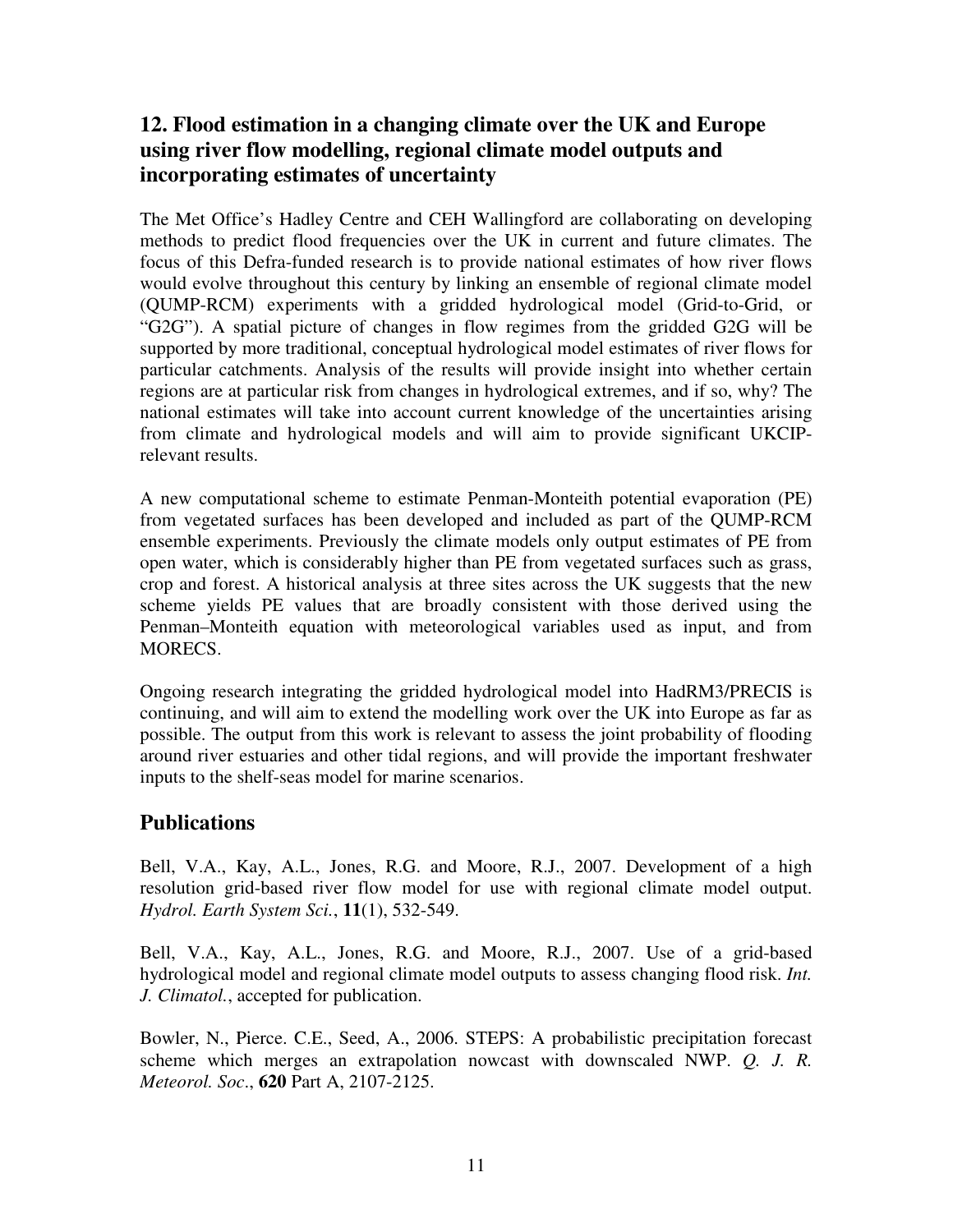## 12. Flood estimation in a changing climate over the UK and Europe using river flow modelling, regional climate model outputs and incorporating estimates of uncertainty

The Met Office's Hadley Centre and CEH Wallingford are collaborating on developing methods to predict flood frequencies over the UK in current and future climates. The focus of this Defra-funded research is to provide national estimates of how river flows would evolve throughout this century by linking an ensemble of regional climate model (QUMP-RCM) experiments with a gridded hydrological model (Grid-to-Grid, or "G2G"). A spatial picture of changes in flow regimes from the gridded G2G will be supported by more traditional, conceptual hydrological model estimates of river flows for particular catchments. Analysis of the results will provide insight into whether certain regions are at particular risk from changes in hydrological extremes, and if so, why? The national estimates will take into account current knowledge of the uncertainties arising from climate and hydrological models and will aim to provide significant UKCIP-relevant results.

A new computational scheme to estimate Penman-Monteith potential evaporation (PE) from vegetated surfaces has been developed and included as part of the QUMP-RCM ensemble experiments. Previously the climate models only output estimates of PE from open water, which is considerably higher than PE from vegetated surfaces such as grass, crop and forest. A historical analysis at three sites across the UK suggests that the new scheme yields PE values that are broadly consistent with those derived using the Penman–Monteith equation with meteorological variables used as input, and from MORECS.

Ongoing research integrating the gridded hydrological model into HadRM3/PRECIS is continuing, and will aim to extend the modelling work over the UK into Europe as far as possible. The output from this work is relevant to assess the joint probability of flooding around river estuaries and other tidal regions, and will provide the important freshwater inputs to the shelf-seas model for marine scenarios.

## Publications

Bell, V.A., Kay, A.L., Jones, R.G. and Moore, R.J., 2007. Development of a high resolution grid-based river flow model for use with regional climate model output. *Hydrol. Earth System Sci.*, **11**(1), 532-549.

Bell, V.A., Kay, A.L., Jones, R.G. and Moore, R.J., 2007. Use of a grid-based hydrological model and regional climate model outputs to assess changing flood risk. *Int. J. Climatol.*, accepted for publication.

Bowler, N., Pierce. C.E., Seed, A., 2006. STEPS: A probabilistic precipitation forecast scheme which merges an extrapolation nowcast with downscaled NWP. *Q. J. R. Meteorol. Soc*., **620** Part A, 2107-2125.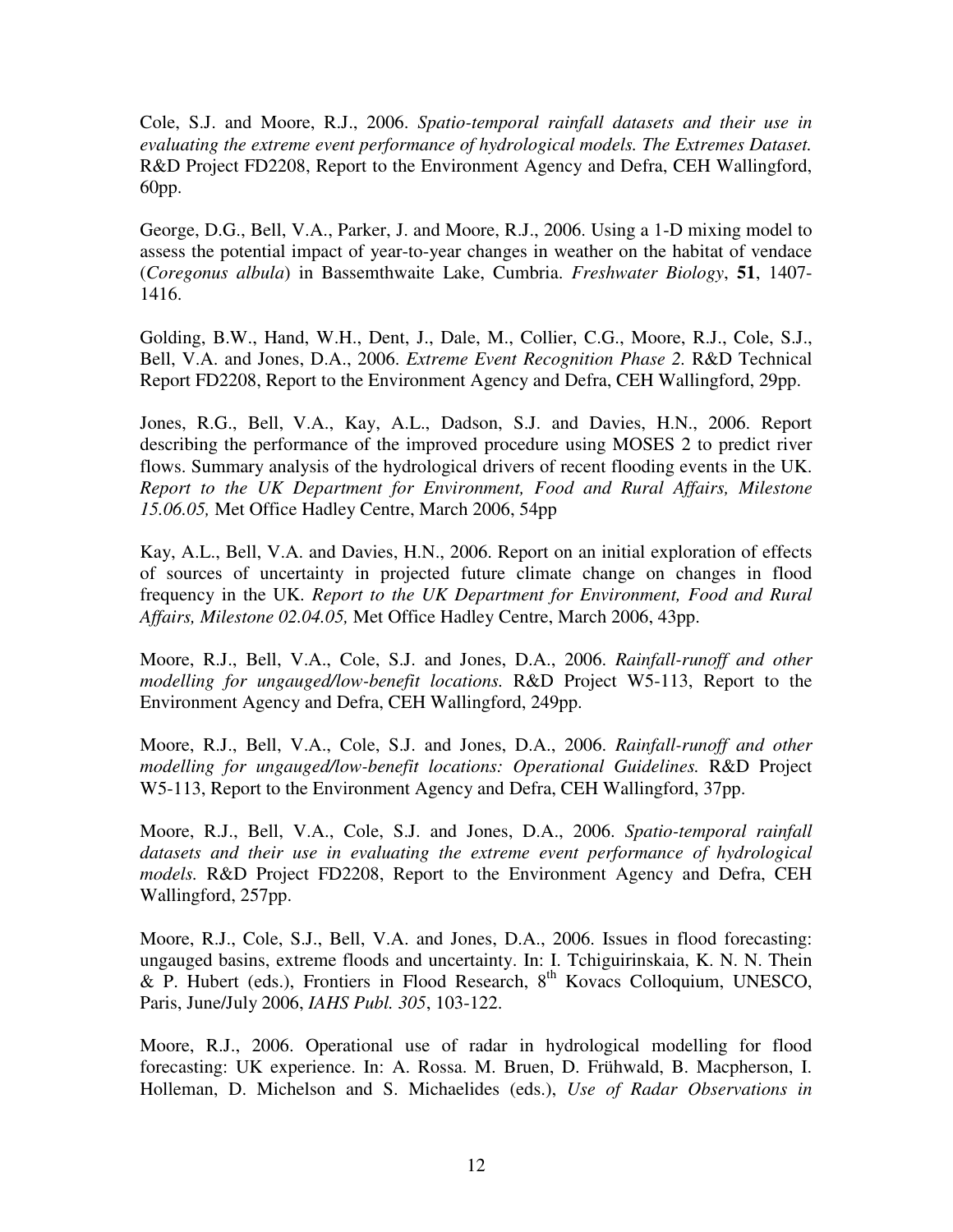Cole, S.J. and Moore, R.J., 2006. *Spatio-temporal rainfall datasets and their use in evaluating the extreme event performance of hydrological models. The Extremes Dataset.* R&D Project FD2208, Report to the Environment Agency and Defra, CEH Wallingford, 60pp.

George, D.G., Bell, V.A., Parker, J. and Moore, R.J., 2006. Using a 1-D mixing model to assess the potential impact of year-to-year changes in weather on the habitat of vendace (*Coregonus albula*) in Bassemthwaite Lake, Cumbria. *Freshwater Biology*, **51**, 1407-1416.

Golding, B.W., Hand, W.H., Dent, J., Dale, M., Collier, C.G., Moore, R.J., Cole, S.J., Bell, V.A. and Jones, D.A., 2006. *Extreme Event Recognition Phase 2.* R&D Technical Report FD2208, Report to the Environment Agency and Defra, CEH Wallingford, 29pp.

Jones, R.G., Bell, V.A., Kay, A.L., Dadson, S.J. and Davies, H.N., 2006. Report describing the performance of the improved procedure using MOSES 2 to predict river flows. Summary analysis of the hydrological drivers of recent flooding events in the UK. *Report to the UK Department for Environment, Food and Rural Affairs, Milestone 15.06.05,* Met Office Hadley Centre, March 2006, 54pp

Kay, A.L., Bell, V.A. and Davies, H.N., 2006. Report on an initial exploration of effects of sources of uncertainty in projected future climate change on changes in flood frequency in the UK. *Report to the UK Department for Environment, Food and Rural Affairs, Milestone 02.04.05,* Met Office Hadley Centre, March 2006, 43pp.

Moore, R.J., Bell, V.A., Cole, S.J. and Jones, D.A., 2006. *Rainfall-runoff and other modelling for ungauged/low-benefit locations.* R&D Project W5-113, Report to the Environment Agency and Defra, CEH Wallingford, 249pp.

Moore, R.J., Bell, V.A., Cole, S.J. and Jones, D.A., 2006. *Rainfall-runoff and other modelling for ungauged/low-benefit locations: Operational Guidelines.* R&D Project W5-113, Report to the Environment Agency and Defra, CEH Wallingford, 37pp.

Moore, R.J., Bell, V.A., Cole, S.J. and Jones, D.A., 2006. *Spatio-temporal rainfall datasets and their use in evaluating the extreme event performance of hydrological models.* R&D Project FD2208, Report to the Environment Agency and Defra, CEH Wallingford, 257pp.

Moore, R.J., Cole, S.J., Bell, V.A. and Jones, D.A., 2006. Issues in flood forecasting: ungauged basins, extreme floods and uncertainty. In: I. Tchiguirinskaia, K. N. N. Thein & P. Hubert (eds.), Frontiers in Flood Research, 8th Kovacs Colloquium, UNESCO, Paris, June/July 2006, *IAHS Publ. 305*, 103-122.

Moore, R.J., 2006. Operational use of radar in hydrological modelling for flood forecasting: UK experience. In: A. Rossa. M. Bruen, D. Frühwald, B. Macpherson, I. Holleman, D. Michelson and S. Michaelides (eds.), *Use of Radar Observations in*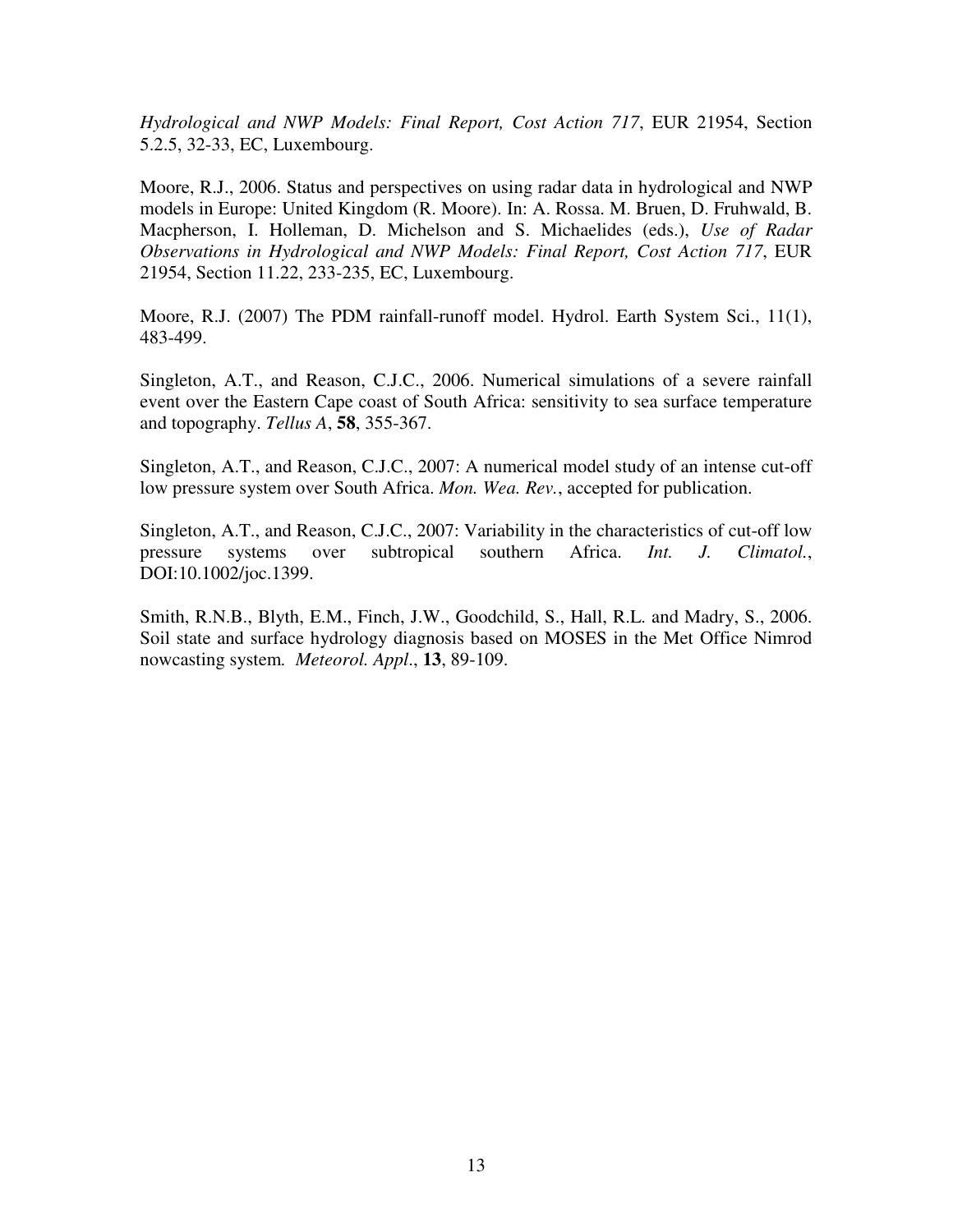*Hydrological and NWP Models: Final Report, Cost Action 717*, EUR 21954, Section 5.2.5, 32-33, EC, Luxembourg.

Moore, R.J., 2006. Status and perspectives on using radar data in hydrological and NWP models in Europe: United Kingdom (R. Moore). In: A. Rossa. M. Bruen, D. Fruhwald, B. Macpherson, I. Holleman, D. Michelson and S. Michaelides (eds.), *Use of Radar Observations in Hydrological and NWP Models: Final Report, Cost Action 717*, EUR 21954, Section 11.22, 233-235, EC, Luxembourg.

Moore, R.J. (2007) The PDM rainfall-runoff model. Hydrol. Earth System Sci., 11(1), 483-499.

Singleton, A.T., and Reason, C.J.C., 2006. Numerical simulations of a severe rainfall event over the Eastern Cape coast of South Africa: sensitivity to sea surface temperature and topography. *Tellus A*, **58**, 355-367.

Singleton, A.T., and Reason, C.J.C., 2007: A numerical model study of an intense cut-off low pressure system over South Africa. *Mon. Wea. Rev.*, accepted for publication.

Singleton, A.T., and Reason, C.J.C., 2007: Variability in the characteristics of cut-off low pressure systems over subtropical southern Africa. *Int. J. Climatol.*, DOI:10.1002/joc.1399.

Smith, R.N.B., Blyth, E.M., Finch, J.W., Goodchild, S., Hall, R.L. and Madry, S., 2006. Soil state and surface hydrology diagnosis based on MOSES in the Met Office Nimrod nowcasting system. *Meteorol. Appl*., **13**, 89-109.